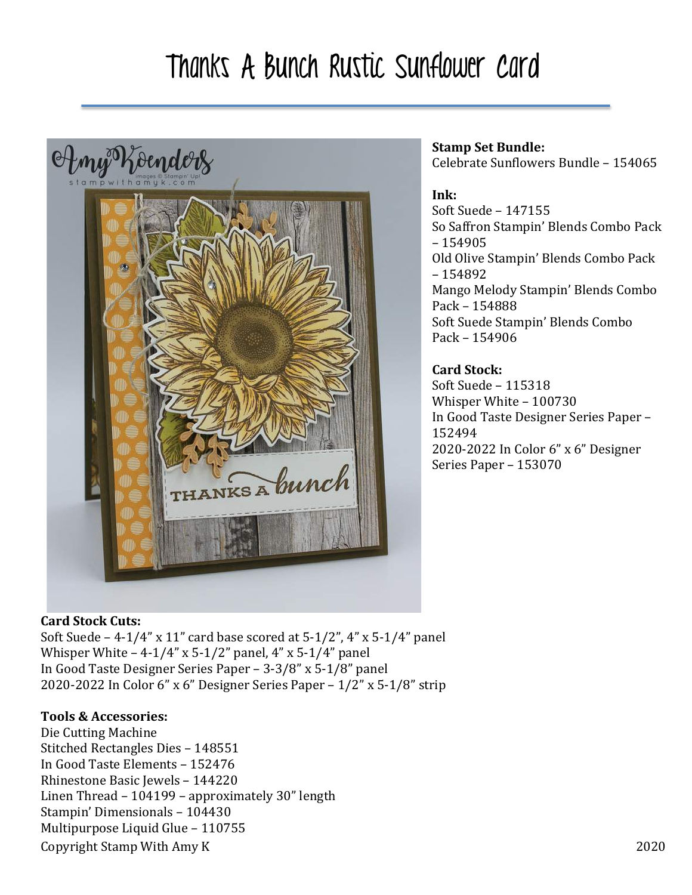# Thanks A Bunch Rustic Sunflower Card

**Stamp Set Bundle:**
Celebrate Sunflowers Bundle – 154065

**Ink:**
Soft Suede – 147155
So Saffron Stampin' Blends Combo Pack – 154905
Old Olive Stampin' Blends Combo Pack – 154892
Mango Melody Stampin' Blends Combo Pack – 154888
Soft Suede Stampin' Blends Combo Pack – 154906

**Card Stock:**
Soft Suede – 115318
Whisper White – 100730
In Good Taste Designer Series Paper – 152494
2020-2022 In Color 6" x 6" Designer Series Paper – 153070

**Card Stock Cuts:**
Soft Suede – 4-1/4" x 11" card base scored at 5-1/2", 4" x 5-1/4" panel
Whisper White – 4-1/4" x 5-1/2" panel, 4" x 5-1/4" panel
In Good Taste Designer Series Paper – 3-3/8" x 5-1/8" panel
2020-2022 In Color 6" x 6" Designer Series Paper – 1/2" x 5-1/8" strip

**Tools & Accessories:**
Die Cutting Machine
Stitched Rectangles Dies – 148551
In Good Taste Elements – 152476
Rhinestone Basic Jewels – 144220
Linen Thread – 104199 – approximately 30" length
Stampin' Dimensionals – 104430
Multipurpose Liquid Glue – 110755

Copyright Stamp With Amy K 2020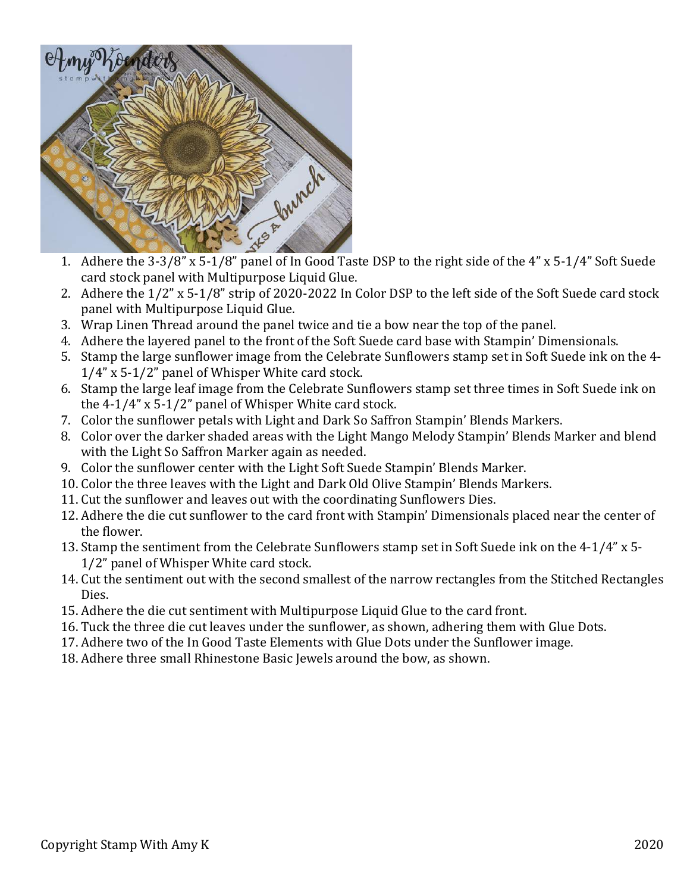1. Adhere the 3-3/8” x 5-1/8” panel of In Good Taste DSP to the right side of the 4” x 5-1/4” Soft Suede card stock panel with Multipurpose Liquid Glue.
2. Adhere the 1/2” x 5-1/8” strip of 2020-2022 In Color DSP to the left side of the Soft Suede card stock panel with Multipurpose Liquid Glue.
3. Wrap Linen Thread around the panel twice and tie a bow near the top of the panel.
4. Adhere the layered panel to the front of the Soft Suede card base with Stampin’ Dimensionals.
5. Stamp the large sunflower image from the Celebrate Sunflowers stamp set in Soft Suede ink on the 4-1/4” x 5-1/2” panel of Whisper White card stock.
6. Stamp the large leaf image from the Celebrate Sunflowers stamp set three times in Soft Suede ink on the 4-1/4” x 5-1/2” panel of Whisper White card stock.
7. Color the sunflower petals with Light and Dark So Saffron Stampin’ Blends Markers.
8. Color over the darker shaded areas with the Light Mango Melody Stampin’ Blends Marker and blend with the Light So Saffron Marker again as needed.
9. Color the sunflower center with the Light Soft Suede Stampin’ Blends Marker.
10. Color the three leaves with the Light and Dark Old Olive Stampin’ Blends Markers.
11. Cut the sunflower and leaves out with the coordinating Sunflowers Dies.
12. Adhere the die cut sunflower to the card front with Stampin’ Dimensionals placed near the center of the flower.
13. Stamp the sentiment from the Celebrate Sunflowers stamp set in Soft Suede ink on the 4-1/4” x 5-1/2” panel of Whisper White card stock.
14. Cut the sentiment out with the second smallest of the narrow rectangles from the Stitched Rectangles Dies.
15. Adhere the die cut sentiment with Multipurpose Liquid Glue to the card front.
16. Tuck the three die cut leaves under the sunflower, as shown, adhering them with Glue Dots.
17. Adhere two of the In Good Taste Elements with Glue Dots under the Sunflower image.
18. Adhere three small Rhinestone Basic Jewels around the bow, as shown.

Copyright Stamp With Amy K 2020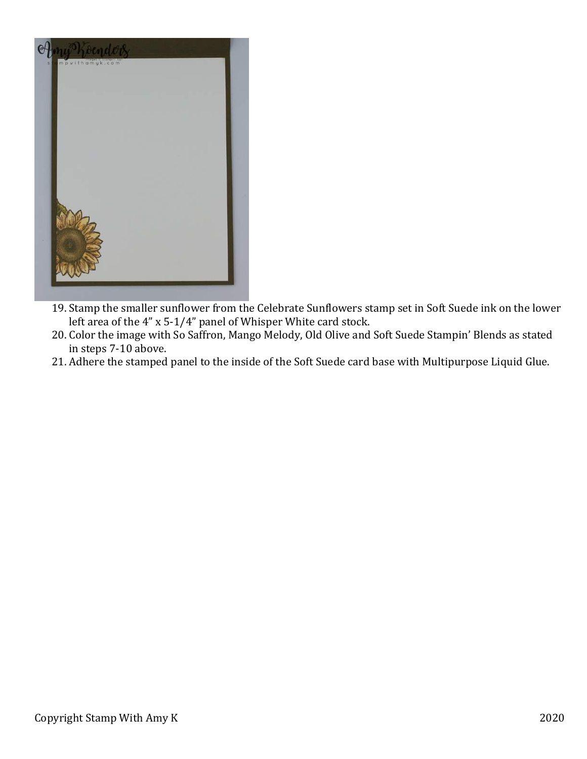19. Stamp the smaller sunflower from the Celebrate Sunflowers stamp set in Soft Suede ink on the lower left area of the 4” x 5-1/4” panel of Whisper White card stock.
20. Color the image with So Saffron, Mango Melody, Old Olive and Soft Suede Stampin’ Blends as stated in steps 7-10 above.
21. Adhere the stamped panel to the inside of the Soft Suede card base with Multipurpose Liquid Glue.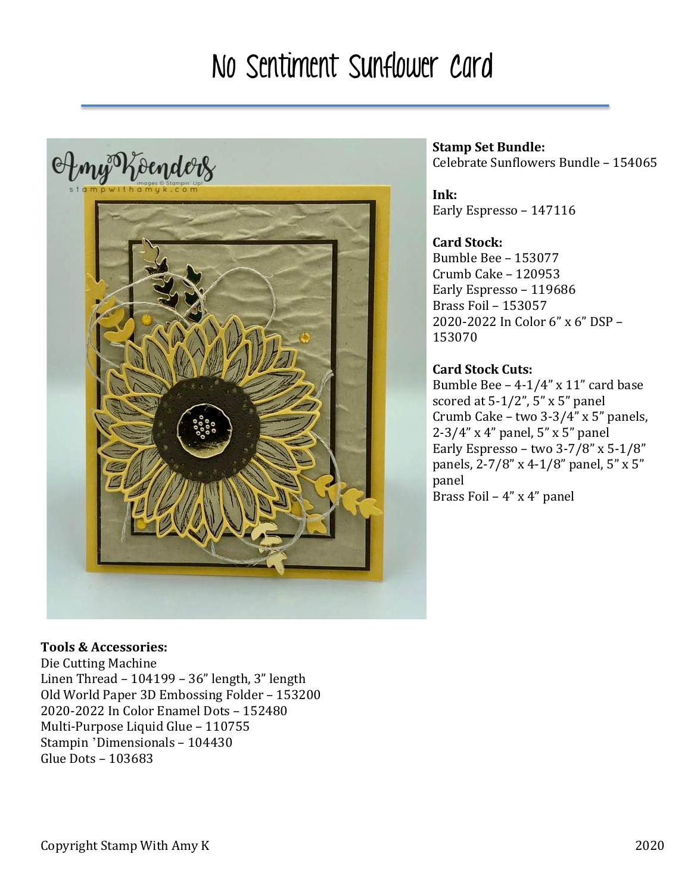# No Sentiment Sunflower Card

**Stamp Set Bundle:**
Celebrate Sunflowers Bundle – 154065

**Ink:**
Early Espresso – 147116

**Card Stock:**
Bumble Bee – 153077
Crumb Cake – 120953
Early Espresso – 119686
Brass Foil – 153057
2020-2022 In Color 6" x 6" DSP – 153070

**Card Stock Cuts:**
Bumble Bee – 4-1/4" x 11" card base scored at 5-1/2", 5" x 5" panel
Crumb Cake – two 3-3/4" x 5" panels, 2-3/4" x 4" panel, 5" x 5" panel
Early Espresso – two 3-7/8" x 5-1/8" panels, 2-7/8" x 4-1/8" panel, 5" x 5" panel
Brass Foil – 4" x 4" panel

**Tools & Accessories:**
Die Cutting Machine
Linen Thread – 104199 – 36" length, 3" length
Old World Paper 3D Embossing Folder – 153200
2020-2022 In Color Enamel Dots – 152480
Multi-Purpose Liquid Glue – 110755
Stampin 'Dimensionals – 104430
Glue Dots – 103683

Copyright Stamp With Amy K 2020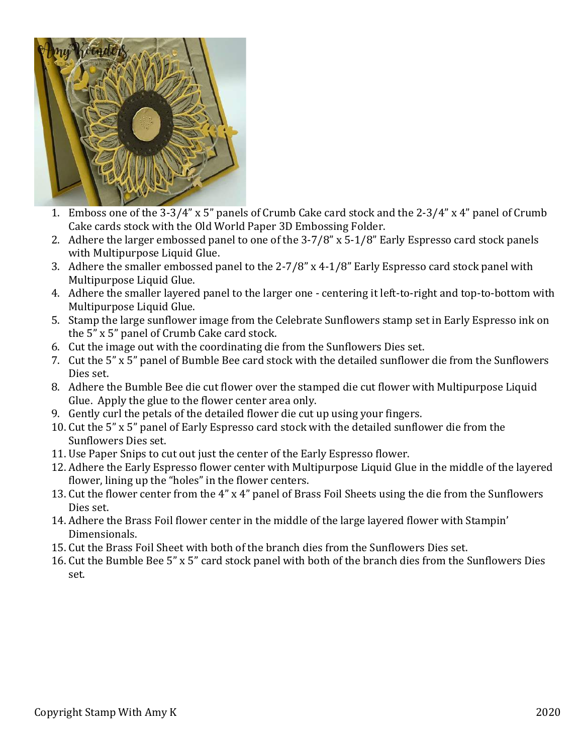1. Emboss one of the 3-3/4" x 5" panels of Crumb Cake card stock and the 2-3/4" x 4" panel of Crumb Cake cards stock with the Old World Paper 3D Embossing Folder.
2. Adhere the larger embossed panel to one of the 3-7/8" x 5-1/8" Early Espresso card stock panels with Multipurpose Liquid Glue.
3. Adhere the smaller embossed panel to the 2-7/8" x 4-1/8" Early Espresso card stock panel with Multipurpose Liquid Glue.
4. Adhere the smaller layered panel to the larger one - centering it left-to-right and top-to-bottom with Multipurpose Liquid Glue.
5. Stamp the large sunflower image from the Celebrate Sunflowers stamp set in Early Espresso ink on the 5" x 5" panel of Crumb Cake card stock.
6. Cut the image out with the coordinating die from the Sunflowers Dies set.
7. Cut the 5" x 5" panel of Bumble Bee card stock with the detailed sunflower die from the Sunflowers Dies set.
8. Adhere the Bumble Bee die cut flower over the stamped die cut flower with Multipurpose Liquid Glue. Apply the glue to the flower center area only.
9. Gently curl the petals of the detailed flower die cut up using your fingers.
10. Cut the 5" x 5" panel of Early Espresso card stock with the detailed sunflower die from the Sunflowers Dies set.
11. Use Paper Snips to cut out just the center of the Early Espresso flower.
12. Adhere the Early Espresso flower center with Multipurpose Liquid Glue in the middle of the layered flower, lining up the "holes" in the flower centers.
13. Cut the flower center from the 4" x 4" panel of Brass Foil Sheets using the die from the Sunflowers Dies set.
14. Adhere the Brass Foil flower center in the middle of the large layered flower with Stampin' Dimensionals.
15. Cut the Brass Foil Sheet with both of the branch dies from the Sunflowers Dies set.
16. Cut the Bumble Bee 5" x 5" card stock panel with both of the branch dies from the Sunflowers Dies set.

Copyright Stamp With Amy K 2020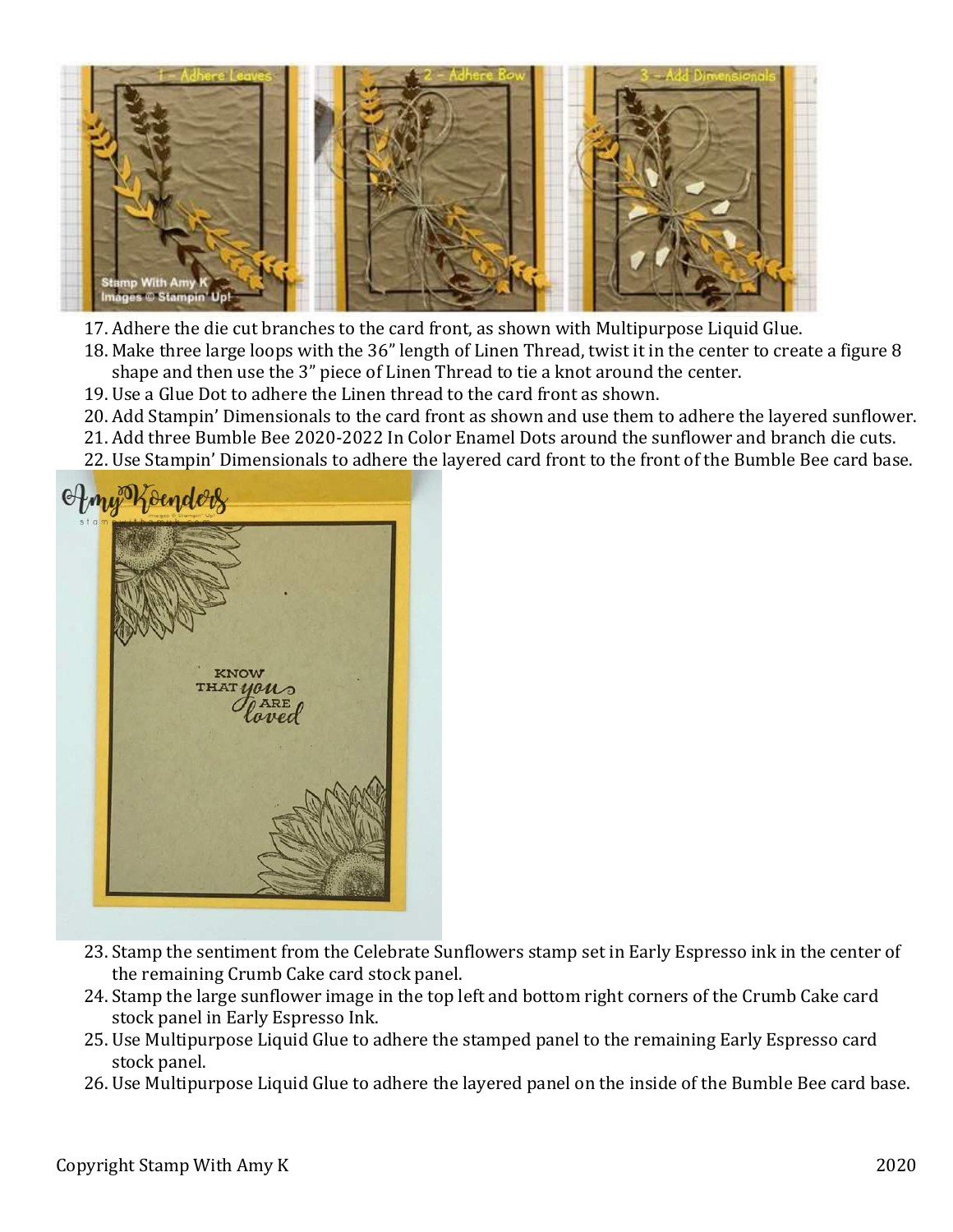17. Adhere the die cut branches to the card front, as shown with Multipurpose Liquid Glue.
18. Make three large loops with the 36" length of Linen Thread, twist it in the center to create a figure 8 shape and then use the 3" piece of Linen Thread to tie a knot around the center.
19. Use a Glue Dot to adhere the Linen thread to the card front as shown.
20. Add Stampin' Dimensionals to the card front as shown and use them to adhere the layered sunflower.
21. Add three Bumble Bee 2020-2022 In Color Enamel Dots around the sunflower and branch die cuts.
22. Use Stampin' Dimensionals to adhere the layered card front to the front of the Bumble Bee card base.

23. Stamp the sentiment from the Celebrate Sunflowers stamp set in Early Espresso ink in the center of the remaining Crumb Cake card stock panel.
24. Stamp the large sunflower image in the top left and bottom right corners of the Crumb Cake card stock panel in Early Espresso Ink.
25. Use Multipurpose Liquid Glue to adhere the stamped panel to the remaining Early Espresso card stock panel.
26. Use Multipurpose Liquid Glue to adhere the layered panel on the inside of the Bumble Bee card base.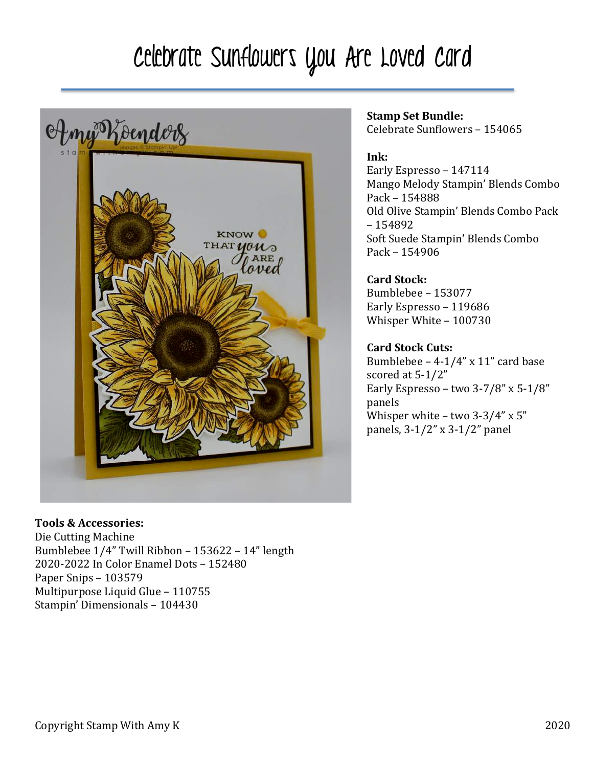# Celebrate Sunflowers You Are Loved Card

**Stamp Set Bundle:**
Celebrate Sunflowers – 154065

**Ink:**
Early Espresso – 147114
Mango Melody Stampin' Blends Combo Pack – 154888
Old Olive Stampin' Blends Combo Pack – 154892
Soft Suede Stampin' Blends Combo Pack – 154906

**Card Stock:**
Bumblebee – 153077
Early Espresso – 119686
Whisper White – 100730

**Card Stock Cuts:**
Bumblebee – 4-1/4" x 11" card base scored at 5-1/2"
Early Espresso – two 3-7/8" x 5-1/8" panels
Whisper white – two 3-3/4" x 5" panels, 3-1/2" x 3-1/2" panel

**Tools & Accessories:**
Die Cutting Machine
Bumblebee 1/4" Twill Ribbon – 153622 – 14" length
2020-2022 In Color Enamel Dots – 152480
Paper Snips – 103579
Multipurpose Liquid Glue – 110755
Stampin' Dimensionals – 104430

Copyright Stamp With Amy K 2020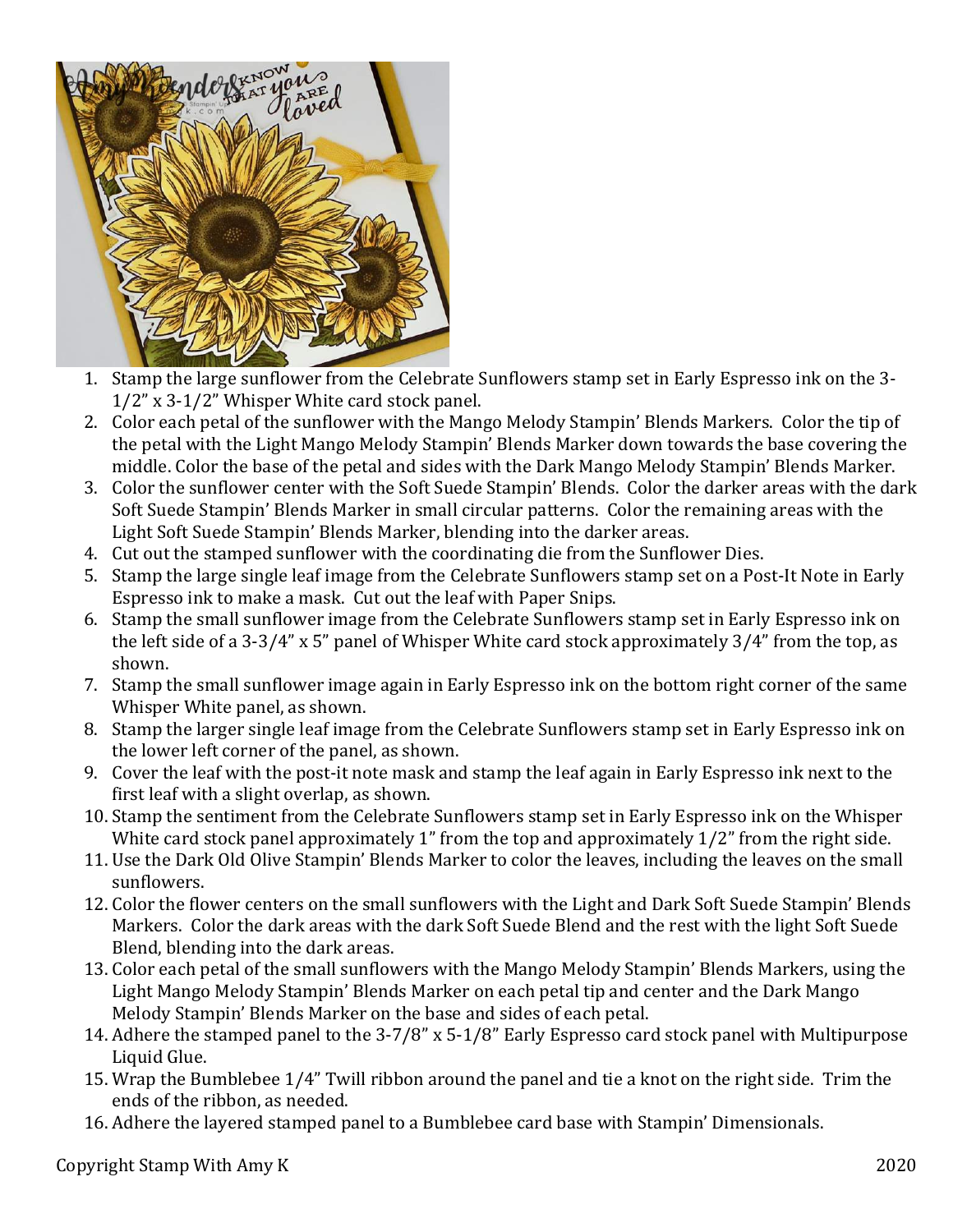1. Stamp the large sunflower from the Celebrate Sunflowers stamp set in Early Espresso ink on the 3-1/2" x 3-1/2" Whisper White card stock panel.
2. Color each petal of the sunflower with the Mango Melody Stampin' Blends Markers. Color the tip of the petal with the Light Mango Melody Stampin' Blends Marker down towards the base covering the middle. Color the base of the petal and sides with the Dark Mango Melody Stampin' Blends Marker.
3. Color the sunflower center with the Soft Suede Stampin' Blends. Color the darker areas with the dark Soft Suede Stampin' Blends Marker in small circular patterns. Color the remaining areas with the Light Soft Suede Stampin' Blends Marker, blending into the darker areas.
4. Cut out the stamped sunflower with the coordinating die from the Sunflower Dies.
5. Stamp the large single leaf image from the Celebrate Sunflowers stamp set on a Post-It Note in Early Espresso ink to make a mask. Cut out the leaf with Paper Snips.
6. Stamp the small sunflower image from the Celebrate Sunflowers stamp set in Early Espresso ink on the left side of a 3-3/4" x 5" panel of Whisper White card stock approximately 3/4" from the top, as shown.
7. Stamp the small sunflower image again in Early Espresso ink on the bottom right corner of the same Whisper White panel, as shown.
8. Stamp the larger single leaf image from the Celebrate Sunflowers stamp set in Early Espresso ink on the lower left corner of the panel, as shown.
9. Cover the leaf with the post-it note mask and stamp the leaf again in Early Espresso ink next to the first leaf with a slight overlap, as shown.
10. Stamp the sentiment from the Celebrate Sunflowers stamp set in Early Espresso ink on the Whisper White card stock panel approximately 1" from the top and approximately 1/2" from the right side.
11. Use the Dark Old Olive Stampin' Blends Marker to color the leaves, including the leaves on the small sunflowers.
12. Color the flower centers on the small sunflowers with the Light and Dark Soft Suede Stampin' Blends Markers. Color the dark areas with the dark Soft Suede Blend and the rest with the light Soft Suede Blend, blending into the dark areas.
13. Color each petal of the small sunflowers with the Mango Melody Stampin' Blends Markers, using the Light Mango Melody Stampin' Blends Marker on each petal tip and center and the Dark Mango Melody Stampin' Blends Marker on the base and sides of each petal.
14. Adhere the stamped panel to the 3-7/8" x 5-1/8" Early Espresso card stock panel with Multipurpose Liquid Glue.
15. Wrap the Bumblebee 1/4" Twill ribbon around the panel and tie a knot on the right side. Trim the ends of the ribbon, as needed.
16. Adhere the layered stamped panel to a Bumblebee card base with Stampin' Dimensionals.

Copyright Stamp With Amy K 2020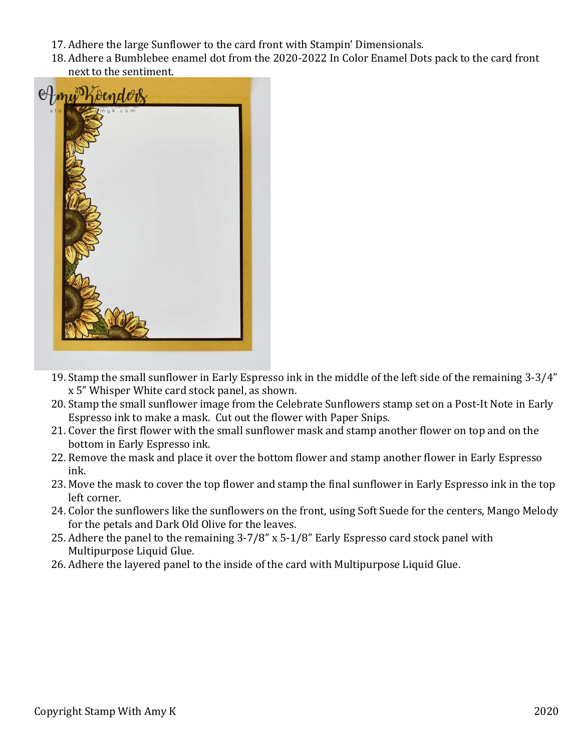17. Adhere the large Sunflower to the card front with Stampin' Dimensionals.
18. Adhere a Bumblebee enamel dot from the 2020-2022 In Color Enamel Dots pack to the card front next to the sentiment.

19. Stamp the small sunflower in Early Espresso ink in the middle of the left side of the remaining 3-3/4" x 5" Whisper White card stock panel, as shown.
20. Stamp the small sunflower image from the Celebrate Sunflowers stamp set on a Post-It Note in Early Espresso ink to make a mask. Cut out the flower with Paper Snips.
21. Cover the first flower with the small sunflower mask and stamp another flower on top and on the bottom in Early Espresso ink.
22. Remove the mask and place it over the bottom flower and stamp another flower in Early Espresso ink.
23. Move the mask to cover the top flower and stamp the final sunflower in Early Espresso ink in the top left corner.
24. Color the sunflowers like the sunflowers on the front, using Soft Suede for the centers, Mango Melody for the petals and Dark Old Olive for the leaves.
25. Adhere the panel to the remaining 3-7/8" x 5-1/8" Early Espresso card stock panel with Multipurpose Liquid Glue.
26. Adhere the layered panel to the inside of the card with Multipurpose Liquid Glue.

Copyright Stamp With Amy K 2020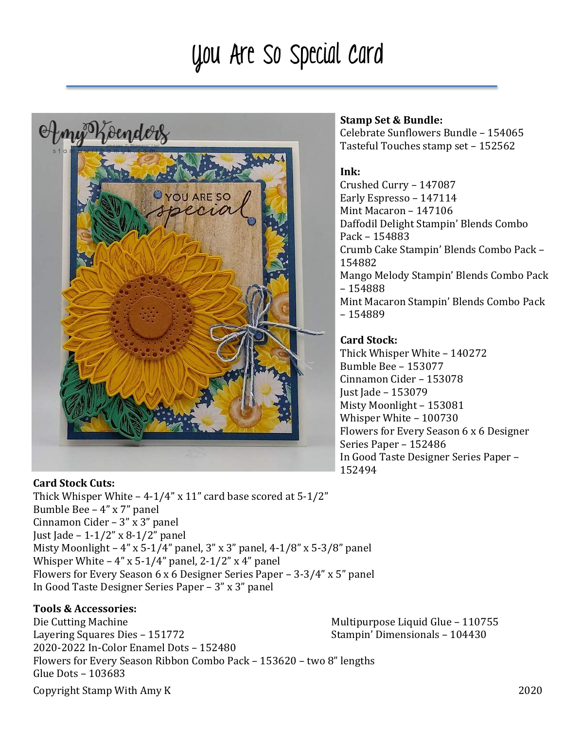# You Are So Special Card

**Stamp Set & Bundle:**
Celebrate Sunflowers Bundle – 154065
Tasteful Touches stamp set – 152562

**Ink:**
Crushed Curry – 147087
Early Espresso – 147114
Mint Macaron – 147106
Daffodil Delight Stampin' Blends Combo Pack – 154883
Crumb Cake Stampin' Blends Combo Pack – 154882
Mango Melody Stampin' Blends Combo Pack – 154888
Mint Macaron Stampin' Blends Combo Pack – 154889

**Card Stock:**
Thick Whisper White – 140272
Bumble Bee – 153077
Cinnamon Cider – 153078
Just Jade – 153079
Misty Moonlight – 153081
Whisper White – 100730
Flowers for Every Season 6 x 6 Designer Series Paper – 152486
In Good Taste Designer Series Paper – 152494

**Card Stock Cuts:**
Thick Whisper White – 4-1/4" x 11" card base scored at 5-1/2"
Bumble Bee – 4" x 7" panel
Cinnamon Cider – 3" x 3" panel
Just Jade – 1-1/2" x 8-1/2" panel
Misty Moonlight – 4" x 5-1/4" panel, 3" x 3" panel, 4-1/8" x 5-3/8" panel
Whisper White – 4" x 5-1/4" panel, 2-1/2" x 4" panel
Flowers for Every Season 6 x 6 Designer Series Paper – 3-3/4" x 5" panel
In Good Taste Designer Series Paper – 3" x 3" panel

**Tools & Accessories:**
Die Cutting Machine
Layering Squares Dies – 151772
2020-2022 In-Color Enamel Dots – 152480
Flowers for Every Season Ribbon Combo Pack – 153620 – two 8" lengths
Glue Dots – 103683
Multipurpose Liquid Glue – 110755
Stampin' Dimensionals – 104430

Copyright Stamp With Amy K 2020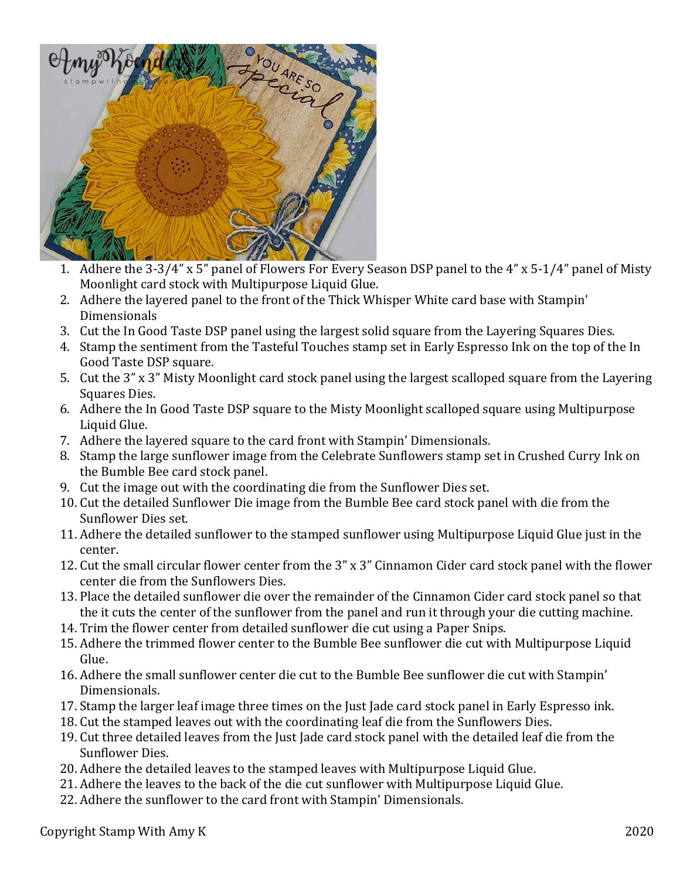1. Adhere the 3-3/4" x 5" panel of Flowers For Every Season DSP panel to the 4" x 5-1/4" panel of Misty Moonlight card stock with Multipurpose Liquid Glue.
2. Adhere the layered panel to the front of the Thick Whisper White card base with Stampin' Dimensionals
3. Cut the In Good Taste DSP panel using the largest solid square from the Layering Squares Dies.
4. Stamp the sentiment from the Tasteful Touches stamp set in Early Espresso Ink on the top of the In Good Taste DSP square.
5. Cut the 3" x 3" Misty Moonlight card stock panel using the largest scalloped square from the Layering Squares Dies.
6. Adhere the In Good Taste DSP square to the Misty Moonlight scalloped square using Multipurpose Liquid Glue.
7. Adhere the layered square to the card front with Stampin' Dimensionals.
8. Stamp the large sunflower image from the Celebrate Sunflowers stamp set in Crushed Curry Ink on the Bumble Bee card stock panel.
9. Cut the image out with the coordinating die from the Sunflower Dies set.
10. Cut the detailed Sunflower Die image from the Bumble Bee card stock panel with die from the Sunflower Dies set.
11. Adhere the detailed sunflower to the stamped sunflower using Multipurpose Liquid Glue just in the center.
12. Cut the small circular flower center from the 3" x 3" Cinnamon Cider card stock panel with the flower center die from the Sunflowers Dies.
13. Place the detailed sunflower die over the remainder of the Cinnamon Cider card stock panel so that the it cuts the center of the sunflower from the panel and run it through your die cutting machine.
14. Trim the flower center from detailed sunflower die cut using a Paper Snips.
15. Adhere the trimmed flower center to the Bumble Bee sunflower die cut with Multipurpose Liquid Glue.
16. Adhere the small sunflower center die cut to the Bumble Bee sunflower die cut with Stampin' Dimensionals.
17. Stamp the larger leaf image three times on the Just Jade card stock panel in Early Espresso ink.
18. Cut the stamped leaves out with the coordinating leaf die from the Sunflowers Dies.
19. Cut three detailed leaves from the Just Jade card stock panel with the detailed leaf die from the Sunflower Dies.
20. Adhere the detailed leaves to the stamped leaves with Multipurpose Liquid Glue.
21. Adhere the leaves to the back of the die cut sunflower with Multipurpose Liquid Glue.
22. Adhere the sunflower to the card front with Stampin' Dimensionals.

Copyright Stamp With Amy K 2020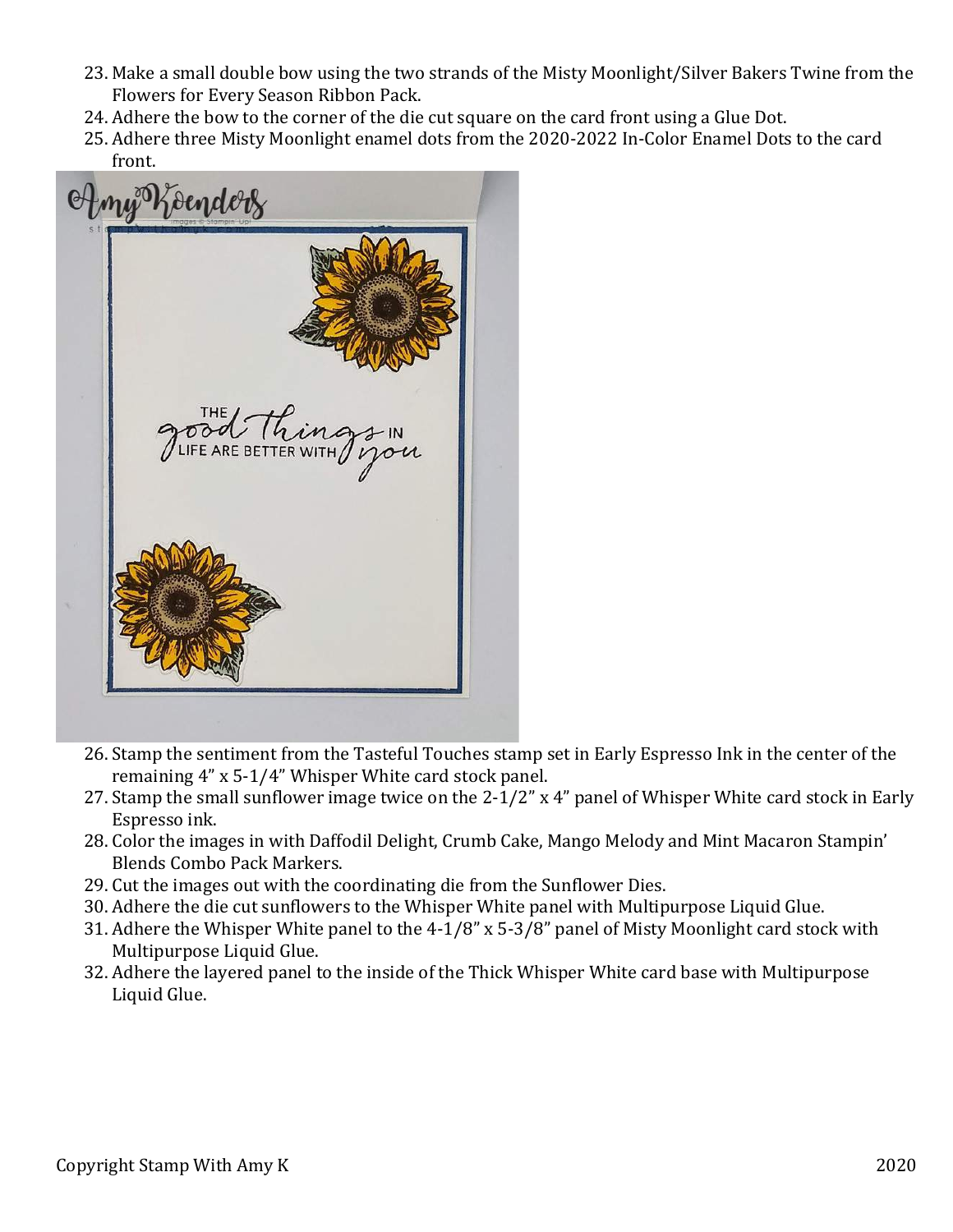23. Make a small double bow using the two strands of the Misty Moonlight/Silver Bakers Twine from the Flowers for Every Season Ribbon Pack.
24. Adhere the bow to the corner of the die cut square on the card front using a Glue Dot.
25. Adhere three Misty Moonlight enamel dots from the 2020-2022 In-Color Enamel Dots to the card front.
26. Stamp the sentiment from the Tasteful Touches stamp set in Early Espresso Ink in the center of the remaining 4" x 5-1/4" Whisper White card stock panel.
27. Stamp the small sunflower image twice on the 2-1/2" x 4" panel of Whisper White card stock in Early Espresso ink.
28. Color the images in with Daffodil Delight, Crumb Cake, Mango Melody and Mint Macaron Stampin' Blends Combo Pack Markers.
29. Cut the images out with the coordinating die from the Sunflower Dies.
30. Adhere the die cut sunflowers to the Whisper White panel with Multipurpose Liquid Glue.
31. Adhere the Whisper White panel to the 4-1/8" x 5-3/8" panel of Misty Moonlight card stock with Multipurpose Liquid Glue.
32. Adhere the layered panel to the inside of the Thick Whisper White card base with Multipurpose Liquid Glue.

Copyright Stamp With Amy K 2020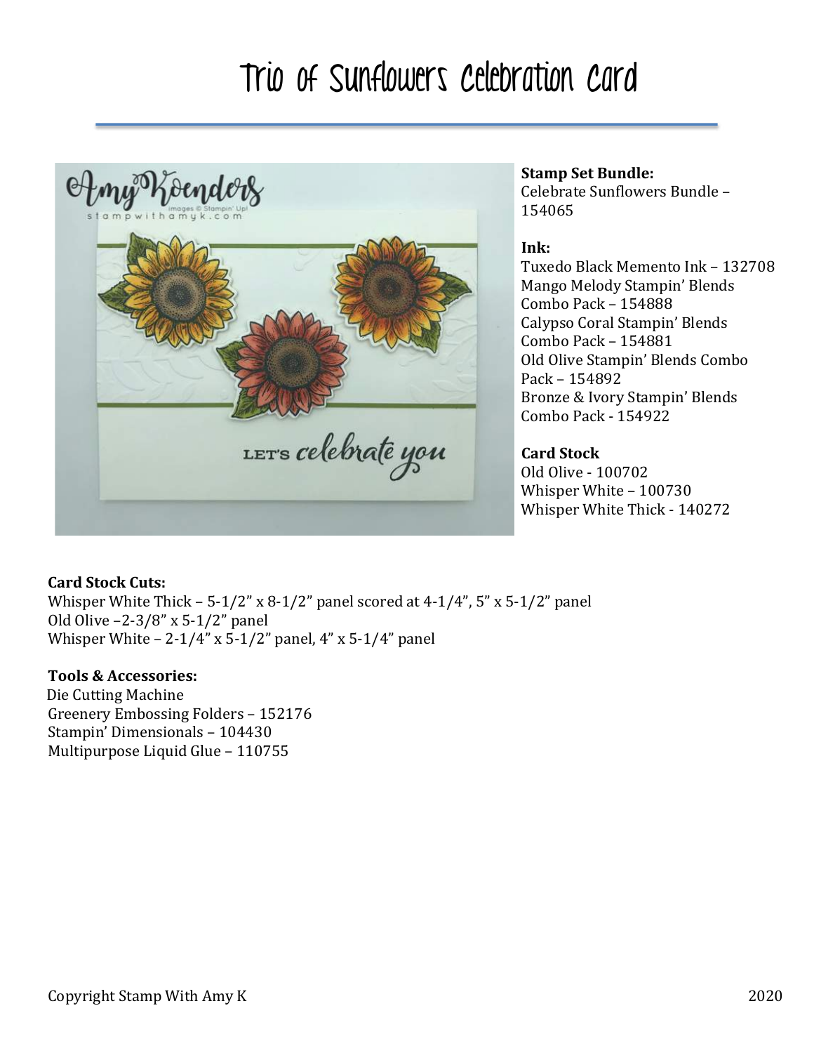# Trio of Sunflowers Celebration Card

**Stamp Set Bundle:**
Celebrate Sunflowers Bundle – 154065

**Ink:**
Tuxedo Black Memento Ink – 132708
Mango Melody Stampin' Blends Combo Pack – 154888
Calypso Coral Stampin' Blends Combo Pack – 154881
Old Olive Stampin' Blends Combo Pack – 154892
Bronze & Ivory Stampin' Blends Combo Pack - 154922

**Card Stock**
Old Olive - 100702
Whisper White – 100730
Whisper White Thick - 140272

**Card Stock Cuts:**
Whisper White Thick – 5-1/2" x 8-1/2" panel scored at 4-1/4", 5" x 5-1/2" panel
Old Olive –2-3/8" x 5-1/2" panel
Whisper White – 2-1/4" x 5-1/2" panel, 4" x 5-1/4" panel

**Tools & Accessories:**
Die Cutting Machine
Greenery Embossing Folders – 152176
Stampin' Dimensionals – 104430
Multipurpose Liquid Glue – 110755

Copyright Stamp With Amy K 2020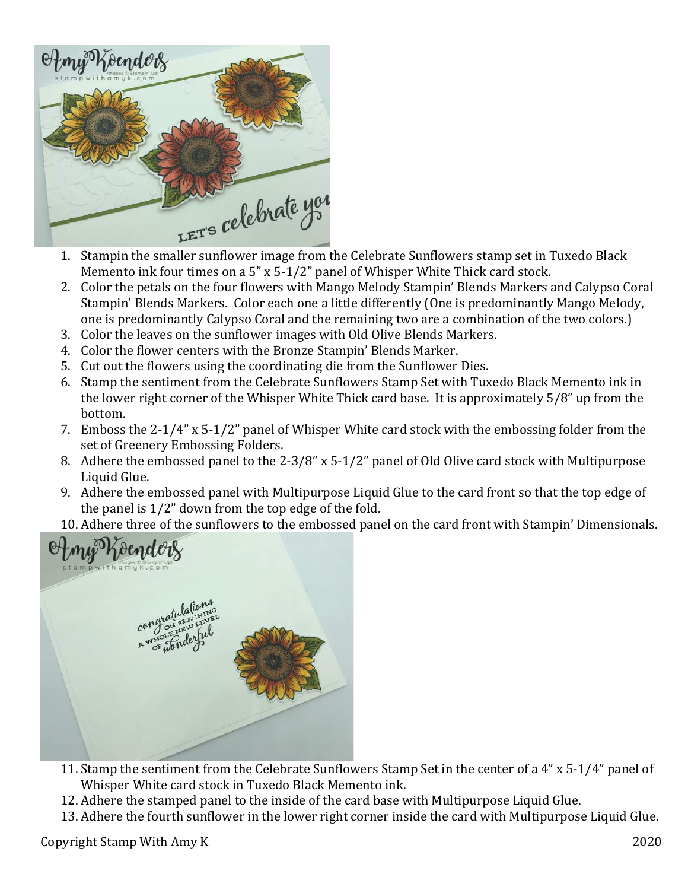1. Stampin the smaller sunflower image from the Celebrate Sunflowers stamp set in Tuxedo Black Memento ink four times on a 5" x 5-1/2" panel of Whisper White Thick card stock.
2. Color the petals on the four flowers with Mango Melody Stampin' Blends Markers and Calypso Coral Stampin' Blends Markers. Color each one a little differently (One is predominantly Mango Melody, one is predominantly Calypso Coral and the remaining two are a combination of the two colors.)
3. Color the leaves on the sunflower images with Old Olive Blends Markers.
4. Color the flower centers with the Bronze Stampin' Blends Marker.
5. Cut out the flowers using the coordinating die from the Sunflower Dies.
6. Stamp the sentiment from the Celebrate Sunflowers Stamp Set with Tuxedo Black Memento ink in the lower right corner of the Whisper White Thick card base. It is approximately 5/8" up from the bottom.
7. Emboss the 2-1/4" x 5-1/2" panel of Whisper White card stock with the embossing folder from the set of Greenery Embossing Folders.
8. Adhere the embossed panel to the 2-3/8" x 5-1/2" panel of Old Olive card stock with Multipurpose Liquid Glue.
9. Adhere the embossed panel with Multipurpose Liquid Glue to the card front so that the top edge of the panel is 1/2" down from the top edge of the fold.
10. Adhere three of the sunflowers to the embossed panel on the card front with Stampin' Dimensionals.
11. Stamp the sentiment from the Celebrate Sunflowers Stamp Set in the center of a 4" x 5-1/4" panel of Whisper White card stock in Tuxedo Black Memento ink.
12. Adhere the stamped panel to the inside of the card base with Multipurpose Liquid Glue.
13. Adhere the fourth sunflower in the lower right corner inside the card with Multipurpose Liquid Glue.

Copyright Stamp With Amy K 2020